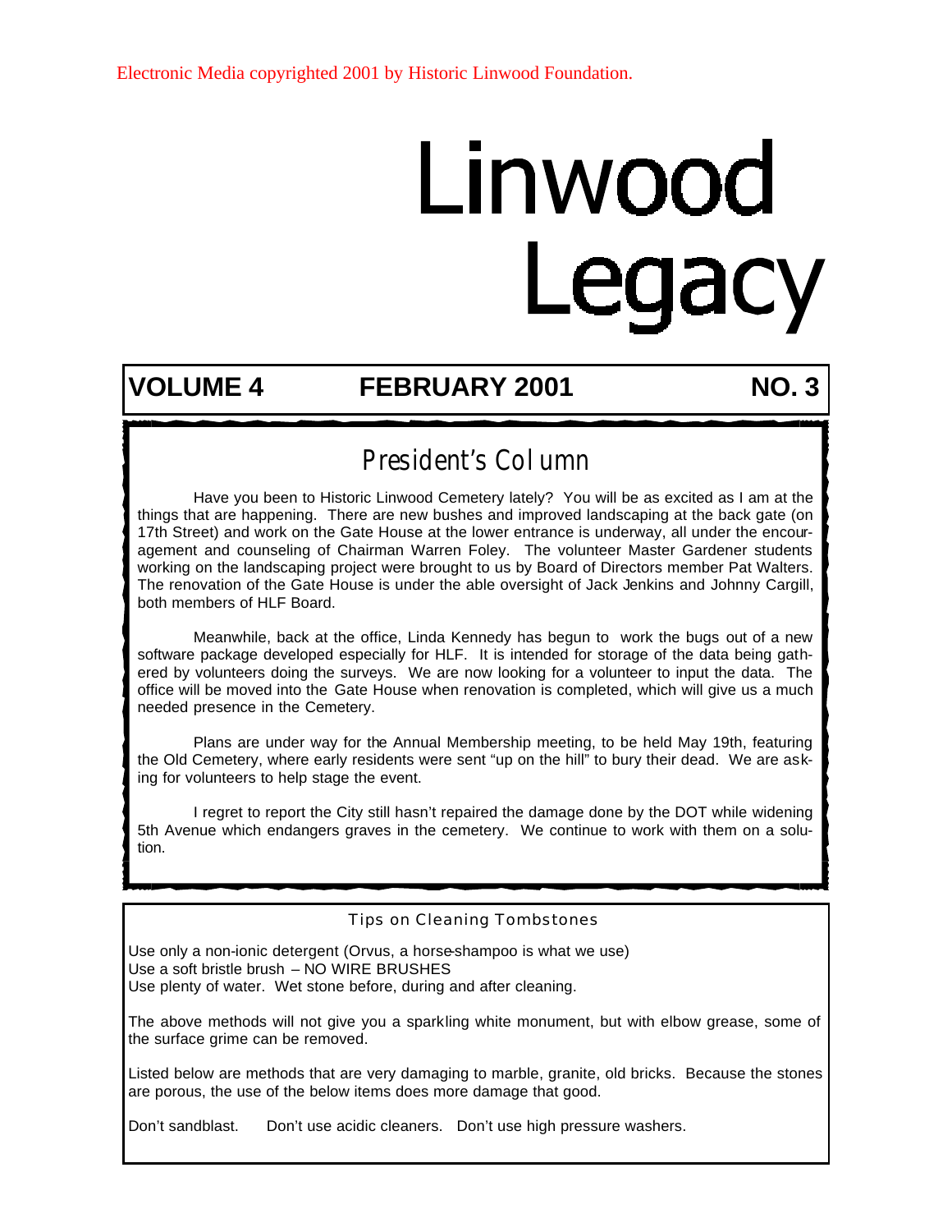Electronic Media copyrighted 2001 by Historic Linwood Foundation.

# Linwood Legacy

**VOLUME 4 FEBRUARY 2001 NO. 3**

## President's Column

Have you been to Historic Linwood Cemetery lately? You will be as excited as I am at the things that are happening. There are new bushes and improved landscaping at the back gate (on 17th Street) and work on the Gate House at the lower entrance is underway, all under the encouragement and counseling of Chairman Warren Foley. The volunteer Master Gardener students working on the landscaping project were brought to us by Board of Directors member Pat Walters. The renovation of the Gate House is under the able oversight of Jack Jenkins and Johnny Cargill, both members of HLF Board.

Meanwhile, back at the office, Linda Kennedy has begun to work the bugs out of a new software package developed especially for HLF. It is intended for storage of the data being gathered by volunteers doing the surveys. We are now looking for a volunteer to input the data. The office will be moved into the Gate House when renovation is completed, which will give us a much needed presence in the Cemetery.

Plans are under way for the Annual Membership meeting, to be held May 19th, featuring the Old Cemetery, where early residents were sent "up on the hill" to bury their dead. We are asking for volunteers to help stage the event.

I regret to report the City still hasn't repaired the damage done by the DOT while widening 5th Avenue which endangers graves in the cemetery. We continue to work with them on a solution.

### Tips on Cleaning Tombstones

Use only a non-ionic detergent (Orvus, a horse-shampoo is what we use)
Use a soft bristle brush – NO WIRE BRUSHES
Use plenty of water. Wet stone before, during and after cleaning.

The above methods will not give you a sparkling white monument, but with elbow grease, some of the surface grime can be removed.

Listed below are methods that are very damaging to marble, granite, old bricks. Because the stones are porous, the use of the below items does more damage that good.

Don't sandblast. Don't use acidic cleaners. Don't use high pressure washers.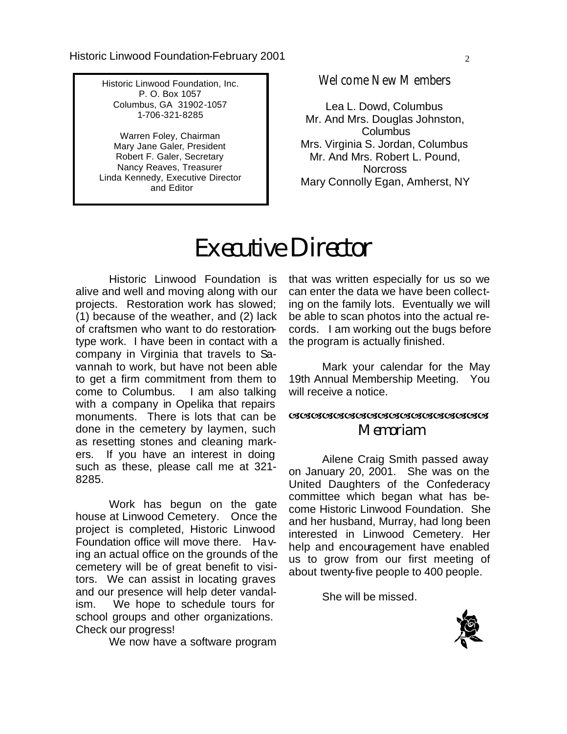Historic Linwood Foundation, Inc.
P. O. Box 1057
Columbus, GA 31902-1057
1-706-321-8285

Warren Foley, Chairman
Mary Jane Galer, President
Robert F. Galer, Secretary
Nancy Reaves, Treasurer
Linda Kennedy, Executive Director and Editor

## Welcome New Members

Lea L. Dowd, Columbus
Mr. And Mrs. Douglas Johnston, Columbus
Mrs. Virginia S. Jordan, Columbus
Mr. And Mrs. Robert L. Pound, Norcross
Mary Connolly Egan, Amherst, NY

# Executive Director

Historic Linwood Foundation is alive and well and moving along with our projects. Restoration work has slowed; (1) because of the weather, and (2) lack of craftsmen who want to do restoration-type work. I have been in contact with a company in Virginia that travels to Savannah to work, but have not been able to get a firm commitment from them to come to Columbus. I am also talking with a company in Opelika that repairs monuments. There is lots that can be done in the cemetery by laymen, such as resetting stones and cleaning markers. If you have an interest in doing such as these, please call me at 321-8285.

Work has begun on the gate house at Linwood Cemetery. Once the project is completed, Historic Linwood Foundation office will move there. Having an actual office on the grounds of the cemetery will be of great benefit to visitors. We can assist in locating graves and our presence will help deter vandalism. We hope to schedule tours for school groups and other organizations. Check our progress!

We now have a software program that was written especially for us so we can enter the data we have been collecting on the family lots. Eventually we will be able to scan photos into the actual records. I am working out the bugs before the program is actually finished.

Mark your calendar for the May 19th Annual Membership Meeting. You will receive a notice.

## Memoriam

Ailene Craig Smith passed away on January 20, 2001. She was on the United Daughters of the Confederacy committee which began what has become Historic Linwood Foundation. She and her husband, Murray, had long been interested in Linwood Cemetery. Her help and encouragement have enabled us to grow from our first meeting of about twenty-five people to 400 people.

She will be missed.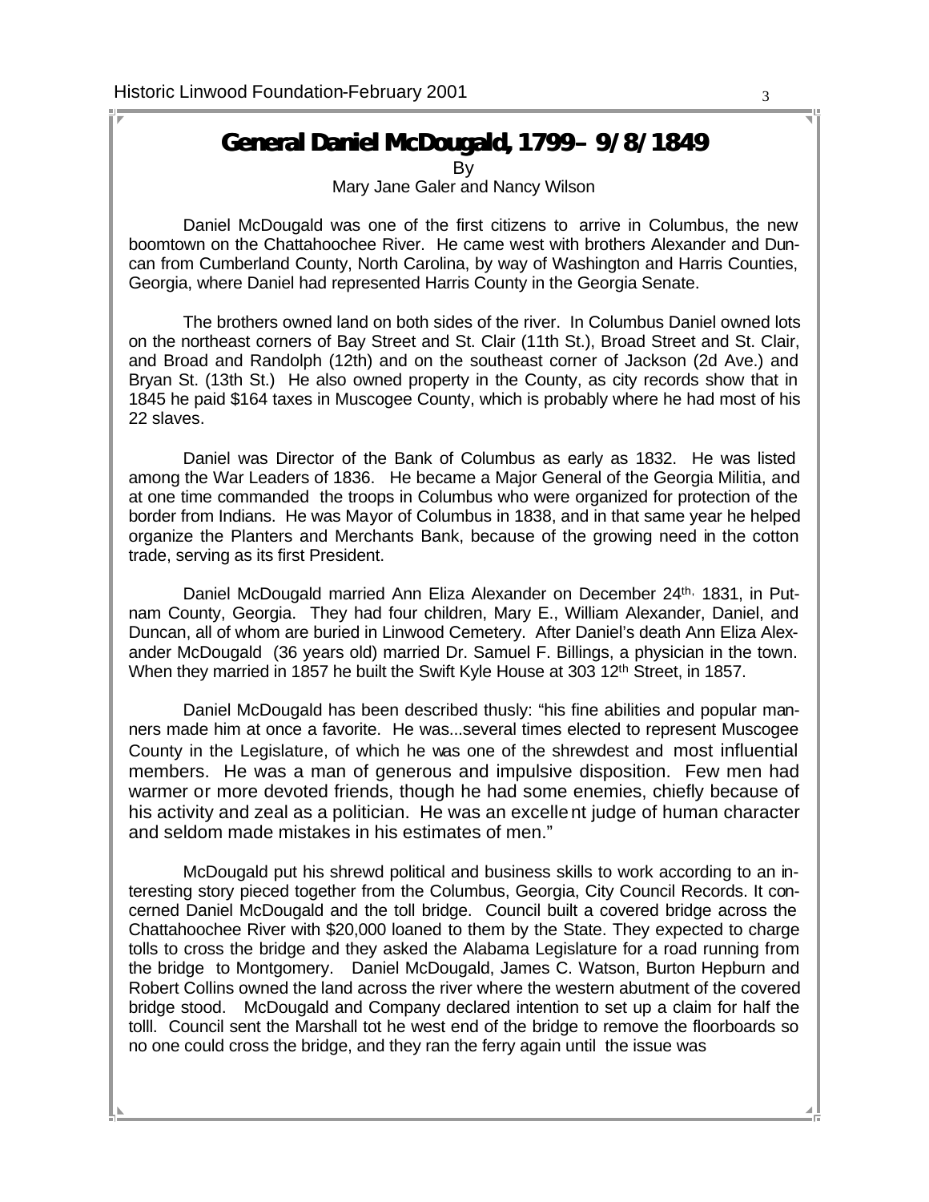# General Daniel McDougald, 1799 – 9/8/1849

By
Mary Jane Galer and Nancy Wilson

Daniel McDougald was one of the first citizens to arrive in Columbus, the new boomtown on the Chattahoochee River. He came west with brothers Alexander and Duncan from Cumberland County, North Carolina, by way of Washington and Harris Counties, Georgia, where Daniel had represented Harris County in the Georgia Senate.

The brothers owned land on both sides of the river. In Columbus Daniel owned lots on the northeast corners of Bay Street and St. Clair (11th St.), Broad Street and St. Clair, and Broad and Randolph (12th) and on the southeast corner of Jackson (2d Ave.) and Bryan St. (13th St.) He also owned property in the County, as city records show that in 1845 he paid \$164 taxes in Muscogee County, which is probably where he had most of his 22 slaves.

Daniel was Director of the Bank of Columbus as early as 1832. He was listed among the War Leaders of 1836. He became a Major General of the Georgia Militia, and at one time commanded the troops in Columbus who were organized for protection of the border from Indians. He was Mayor of Columbus in 1838, and in that same year he helped organize the Planters and Merchants Bank, because of the growing need in the cotton trade, serving as its first President.

Daniel McDougald married Ann Eliza Alexander on December 24th, 1831, in Putnam County, Georgia. They had four children, Mary E., William Alexander, Daniel, and Duncan, all of whom are buried in Linwood Cemetery. After Daniel's death Ann Eliza Alexander McDougald (36 years old) married Dr. Samuel F. Billings, a physician in the town. When they married in 1857 he built the Swift Kyle House at 303 12th Street, in 1857.

Daniel McDougald has been described thusly: "his fine abilities and popular manners made him at once a favorite. He was...several times elected to represent Muscogee County in the Legislature, of which he was one of the shrewdest and most influential members. He was a man of generous and impulsive disposition. Few men had warmer or more devoted friends, though he had some enemies, chiefly because of his activity and zeal as a politician. He was an excellent judge of human character and seldom made mistakes in his estimates of men."

McDougald put his shrewd political and business skills to work according to an interesting story pieced together from the Columbus, Georgia, City Council Records. It concerned Daniel McDougald and the toll bridge. Council built a covered bridge across the Chattahoochee River with \$20,000 loaned to them by the State. They expected to charge tolls to cross the bridge and they asked the Alabama Legislature for a road running from the bridge to Montgomery. Daniel McDougald, James C. Watson, Burton Hepburn and Robert Collins owned the land across the river where the western abutment of the covered bridge stood. McDougald and Company declared intention to set up a claim for half the tolll. Council sent the Marshall tot he west end of the bridge to remove the floorboards so no one could cross the bridge, and they ran the ferry again until the issue was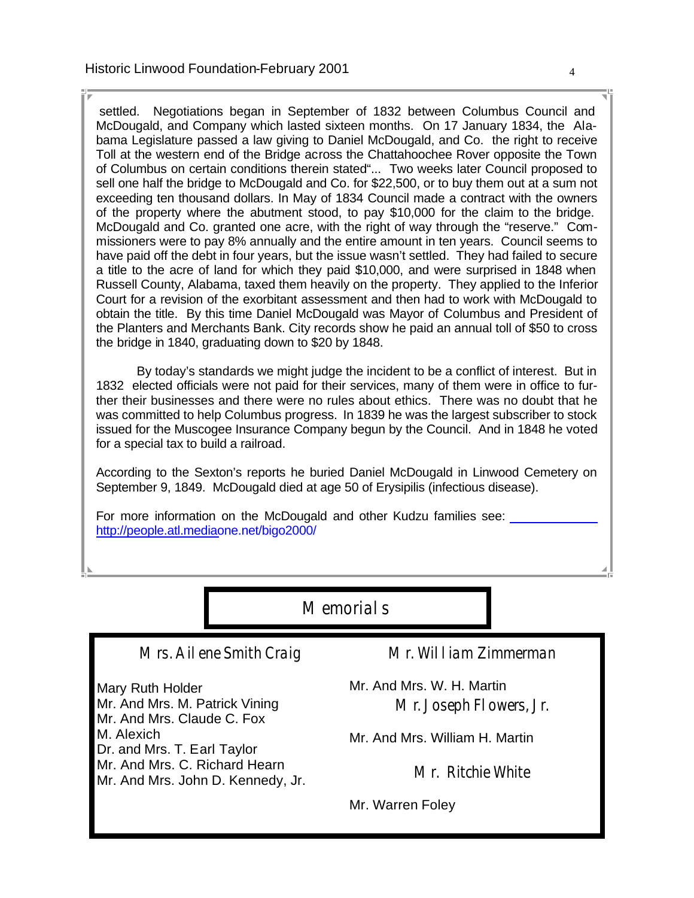settled. Negotiations began in September of 1832 between Columbus Council and McDougald, and Company which lasted sixteen months. On 17 January 1834, the Alabama Legislature passed a law giving to Daniel McDougald, and Co. the right to receive Toll at the western end of the Bridge across the Chattahoochee Rover opposite the Town of Columbus on certain conditions therein stated"... Two weeks later Council proposed to sell one half the bridge to McDougald and Co. for $22,500, or to buy them out at a sum not exceeding ten thousand dollars. In May of 1834 Council made a contract with the owners of the property where the abutment stood, to pay $10,000 for the claim to the bridge. McDougald and Co. granted one acre, with the right of way through the "reserve." Commissioners were to pay 8% annually and the entire amount in ten years. Council seems to have paid off the debt in four years, but the issue wasn't settled. They had failed to secure a title to the acre of land for which they paid $10,000, and were surprised in 1848 when Russell County, Alabama, taxed them heavily on the property. They applied to the Inferior Court for a revision of the exorbitant assessment and then had to work with McDougald to obtain the title. By this time Daniel McDougald was Mayor of Columbus and President of the Planters and Merchants Bank. City records show he paid an annual toll of $50 to cross the bridge in 1840, graduating down to $20 by 1848.

By today's standards we might judge the incident to be a conflict of interest. But in 1832 elected officials were not paid for their services, many of them were in office to further their businesses and there were no rules about ethics. There was no doubt that he was committed to help Columbus progress. In 1839 he was the largest subscriber to stock issued for the Muscogee Insurance Company begun by the Council. And in 1848 he voted for a special tax to build a railroad.

According to the Sexton's reports he buried Daniel McDougald in Linwood Cemetery on September 9, 1849. McDougald died at age 50 of Erysipilis (infectious disease).

For more information on the McDougald and other Kudzu families see: http://people.atl.mediaone.net/bigo2000/

## Memorials

### Mrs. Ailene Smith Craig

Mary Ruth Holder
Mr. And Mrs. M. Patrick Vining
Mr. And Mrs. Claude C. Fox
M. Alexich
Dr. and Mrs. T. Earl Taylor
Mr. And Mrs. C. Richard Hearn
Mr. And Mrs. John D. Kennedy, Jr.

### Mr. William Zimmerman

Mr. And Mrs. W. H. Martin

### Mr. Joseph Flowers, Jr.

Mr. And Mrs. William H. Martin

### Mr. Ritchie White

Mr. Warren Foley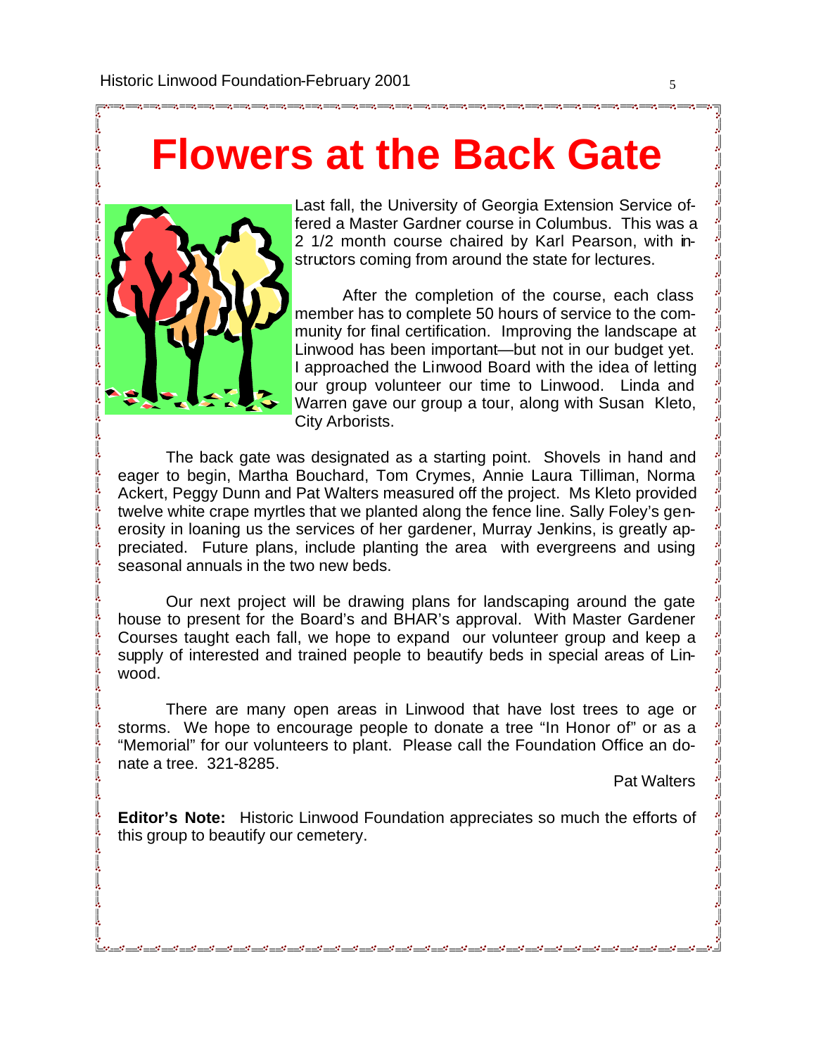# Flowers at the Back Gate

Last fall, the University of Georgia Extension Service offered a Master Gardner course in Columbus. This was a 2 1/2 month course chaired by Karl Pearson, with instructors coming from around the state for lectures.

After the completion of the course, each class member has to complete 50 hours of service to the community for final certification. Improving the landscape at Linwood has been important—but not in our budget yet. I approached the Linwood Board with the idea of letting our group volunteer our time to Linwood. Linda and Warren gave our group a tour, along with Susan Kleto, City Arborists.

The back gate was designated as a starting point. Shovels in hand and eager to begin, Martha Bouchard, Tom Crymes, Annie Laura Tilliman, Norma Ackert, Peggy Dunn and Pat Walters measured off the project. Ms Kleto provided twelve white crape myrtles that we planted along the fence line. Sally Foley's generosity in loaning us the services of her gardener, Murray Jenkins, is greatly appreciated. Future plans, include planting the area with evergreens and using seasonal annuals in the two new beds.

Our next project will be drawing plans for landscaping around the gate house to present for the Board's and BHAR's approval. With Master Gardener Courses taught each fall, we hope to expand our volunteer group and keep a supply of interested and trained people to beautify beds in special areas of Linwood.

There are many open areas in Linwood that have lost trees to age or storms. We hope to encourage people to donate a tree "In Honor of" or as a "Memorial" for our volunteers to plant. Please call the Foundation Office an donate a tree. 321-8285.

Pat Walters

**Editor's Note:** Historic Linwood Foundation appreciates so much the efforts of this group to beautify our cemetery.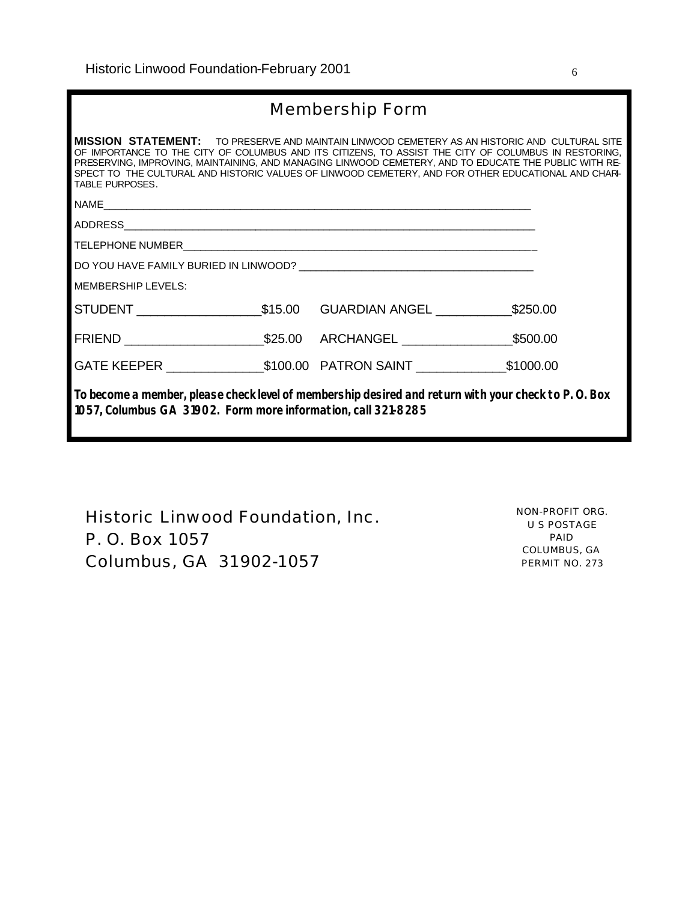# Membership Form

**MISSION STATEMENT:** TO PRESERVE AND MAINTAIN LINWOOD CEMETERY AS AN HISTORIC AND CULTURAL SITE OF IMPORTANCE TO THE CITY OF COLUMBUS AND ITS CITIZENS, TO ASSIST THE CITY OF COLUMBUS IN RESTORING, PRESERVING, IMPROVING, MAINTAINING, AND MANAGING LINWOOD CEMETERY, AND TO EDUCATE THE PUBLIC WITH RESPECT TO THE CULTURAL AND HISTORIC VALUES OF LINWOOD CEMETERY, AND FOR OTHER EDUCATIONAL AND CHARITABLE PURPOSES.

NAME_______________________________________________________________________________

ADDRESS____________________________________________________________________________

TELEPHONE NUMBER_________________________________________________________________

DO YOU HAVE FAMILY BURIED IN LINWOOD? ________________________________________

MEMBERSHIP LEVELS:

STUDENT __________________$15.00 GUARDIAN ANGEL ___________$250.00

FRIEND ____________________$25.00 ARCHANGEL ________________$500.00

GATE KEEPER ______________$100.00 PATRON SAINT _____________$1000.00

***To become a member, please check level of membership desired and return with your check to P. O. Box 1057, Columbus GA 31902. Form more information, call 321-8285***

Historic Linwood Foundation, Inc.
P. O. Box 1057
Columbus, GA 31902-1057

NON-PROFIT ORG.
U S POSTAGE
PAID
COLUMBUS, GA
PERMIT NO. 273